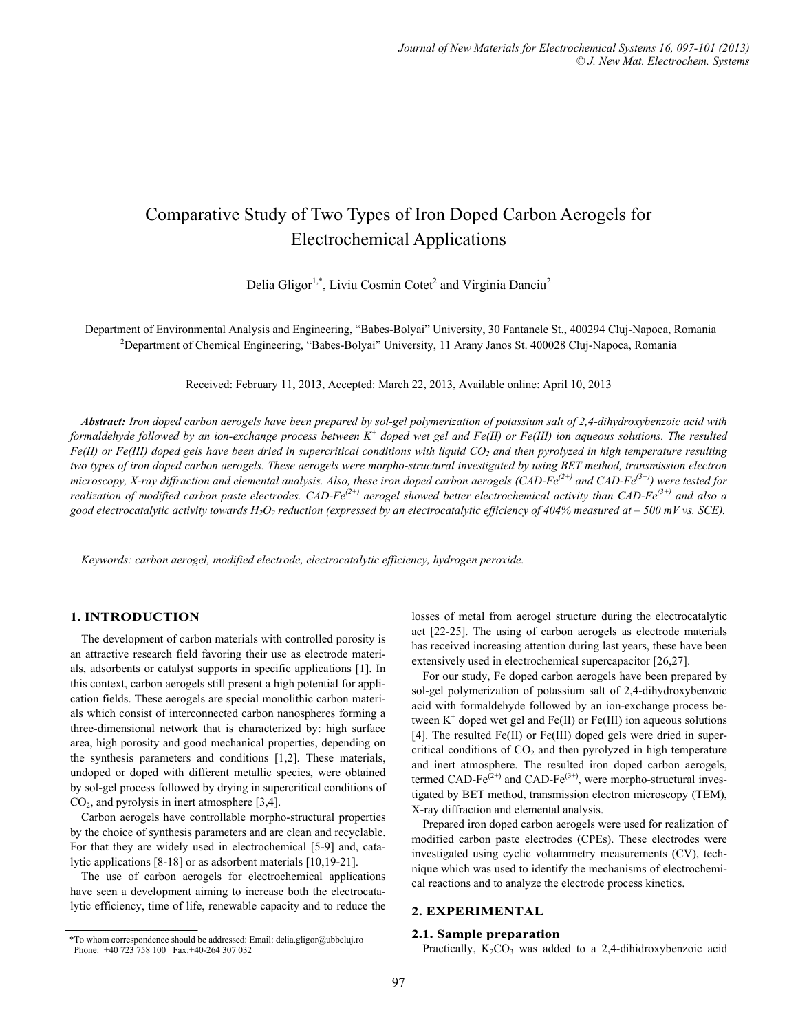# Comparative Study of Two Types of Iron Doped Carbon Aerogels for Electrochemical Applications

Delia Gligor[1,*], Liviu Cosmin Cotet[2] and Virginia Danciu[2]

[1]Department of Environmental Analysis and Engineering, "Babes-Bolyai" University, 30 Fantanele St., 400294 Cluj-Napoca, Romania
[2]Department of Chemical Engineering, "Babes-Bolyai" University, 11 Arany Janos St. 400028 Cluj-Napoca, Romania

Received: February 11, 2013, Accepted: March 22, 2013, Available online: April 10, 2013

***Abstract:*** *Iron doped carbon aerogels have been prepared by sol-gel polymerization of potassium salt of 2,4-dihydroxybenzoic acid with formaldehyde followed by an ion-exchange process between $K^+$ doped wet gel and Fe(II) or Fe(III) ion aqueous solutions. The resulted Fe(II) or Fe(III) doped gels have been dried in supercritical conditions with liquid $CO_2$ and then pyrolyzed in high temperature resulting two types of iron doped carbon aerogels. These aerogels were morpho-structural investigated by using BET method, transmission electron microscopy, X-ray diffraction and elemental analysis. Also, these iron doped carbon aerogels (CAD-$Fe^{(2+)}$ and CAD-$Fe^{(3+)}$) were tested for realization of modified carbon paste electrodes. CAD-$Fe^{(2+)}$ aerogel showed better electrochemical activity than CAD-$Fe^{(3+)}$ and also a good electrocatalytic activity towards $H_2O_2$ reduction (expressed by an electrocatalytic efficiency of 404% measured at – 500 mV vs. SCE).*

*Keywords: carbon aerogel, modified electrode, electrocatalytic efficiency, hydrogen peroxide.*

## 1. INTRODUCTION

The development of carbon materials with controlled porosity is an attractive research field favoring their use as electrode materials, adsorbents or catalyst supports in specific applications [1]. In this context, carbon aerogels still present a high potential for application fields. These aerogels are special monolithic carbon materials which consist of interconnected carbon nanospheres forming a three-dimensional network that is characterized by: high surface area, high porosity and good mechanical properties, depending on the synthesis parameters and conditions [1,2]. These materials, undoped or doped with different metallic species, were obtained by sol-gel process followed by drying in supercritical conditions of $CO_2$, and pyrolysis in inert atmosphere [3,4].

Carbon aerogels have controllable morpho-structural properties by the choice of synthesis parameters and are clean and recyclable. For that they are widely used in electrochemical [5-9] and, catalytic applications [8-18] or as adsorbent materials [10,19-21].

The use of carbon aerogels for electrochemical applications have seen a development aiming to increase both the electrocatalytic efficiency, time of life, renewable capacity and to reduce the losses of metal from aerogel structure during the electrocatalytic act [22-25]. The using of carbon aerogels as electrode materials has received increasing attention during last years, these have been extensively used in electrochemical supercapacitor [26,27].

For our study, Fe doped carbon aerogels have been prepared by sol-gel polymerization of potassium salt of 2,4-dihydroxybenzoic acid with formaldehyde followed by an ion-exchange process between $K^+$ doped wet gel and Fe(II) or Fe(III) ion aqueous solutions [4]. The resulted Fe(II) or Fe(III) doped gels were dried in supercritical conditions of $CO_2$ and then pyrolyzed in high temperature and inert atmosphere. The resulted iron doped carbon aerogels, termed CAD-$Fe^{(2+)}$ and CAD-$Fe^{(3+)}$, were morpho-structural investigated by BET method, transmission electron microscopy (TEM), X-ray diffraction and elemental analysis.

Prepared iron doped carbon aerogels were used for realization of modified carbon paste electrodes (CPEs). These electrodes were investigated using cyclic voltammetry measurements (CV), technique which was used to identify the mechanisms of electrochemical reactions and to analyze the electrode process kinetics.

## 2. EXPERIMENTAL

### 2.1. Sample preparation

Practically, $K_2CO_3$ was added to a 2,4-dihidroxybenzoic acid

*To whom correspondence should be addressed: Email: delia.gligor@ubbcluj.ro
Phone: +40 723 758 100 Fax:+40-264 307 032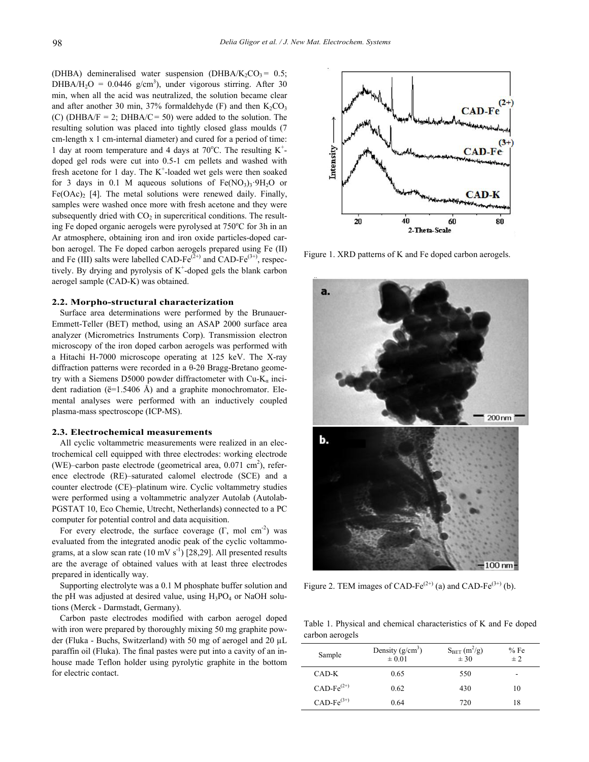(DHBA) demineralised water suspension (DHBA/$K_2CO_3$ = 0.5; DHBA/$H_2O$ = 0.0446 g/cm$^3$), under vigorous stirring. After 30 min, when all the acid was neutralized, the solution became clear and after another 30 min, 37% formaldehyde (F) and then $K_2CO_3$ (C) (DHBA/F = 2; DHBA/C = 50) were added to the solution. The resulting solution was placed into tightly closed glass moulds (7 cm-length x 1 cm-internal diameter) and cured for a period of time: 1 day at room temperature and 4 days at 70°C. The resulting $K^+$-doped gel rods were cut into 0.5-1 cm pellets and washed with fresh acetone for 1 day. The $K^+$-loaded wet gels were then soaked for 3 days in 0.1 M aqueous solutions of $Fe(NO_3)_3 \cdot 9H_2O$ or $Fe(OAc)_2$ [4]. The metal solutions were renewed daily. Finally, samples were washed once more with fresh acetone and they were subsequently dried with $CO_2$ in supercritical conditions. The resulting Fe doped organic aerogels were pyrolysed at 750°C for 3h in an Ar atmosphere, obtaining iron and iron oxide particles-doped carbon aerogel. The Fe doped carbon aerogels prepared using Fe (II) and Fe (III) salts were labelled CAD-$Fe^{(2+)}$ and CAD-$Fe^{(3+)}$, respectively. By drying and pyrolysis of $K^+$-doped gels the blank carbon aerogel sample (CAD-K) was obtained.

### 2.2. Morpho-structural characterization

Surface area determinations were performed by the Brunauer-Emmett-Teller (BET) method, using an ASAP 2000 surface area analyzer (Micrometrics Instruments Corp). Transmission electron microscopy of the iron doped carbon aerogels was performed with a Hitachi H-7000 microscope operating at 125 keV. The X-ray diffraction patterns were recorded in a θ-2θ Bragg-Bretano geometry with a Siemens D5000 powder diffractometer with Cu-$K_\alpha$ incident radiation (ë=1.5406 Å) and a graphite monochromator. Elemental analyses were performed with an inductively coupled plasma-mass spectroscope (ICP-MS).

### 2.3. Electrochemical measurements

All cyclic voltammetric measurements were realized in an electrochemical cell equipped with three electrodes: working electrode (WE)–carbon paste electrode (geometrical area, 0.071 cm$^2$), reference electrode (RE)–saturated calomel electrode (SCE) and a counter electrode (CE)–platinum wire. Cyclic voltammetry studies were performed using a voltammetric analyzer Autolab (Autolab-PGSTAT 10, Eco Chemie, Utrecht, Netherlands) connected to a PC computer for potential control and data acquisition.

For every electrode, the surface coverage (Γ, mol cm$^{-2}$) was evaluated from the integrated anodic peak of the cyclic voltammograms, at a slow scan rate (10 mV s$^{-1}$) [28,29]. All presented results are the average of obtained values with at least three electrodes prepared in identically way.

Supporting electrolyte was a 0.1 M phosphate buffer solution and the pH was adjusted at desired value, using $H_3PO_4$ or NaOH solutions (Merck - Darmstadt, Germany).

Carbon paste electrodes modified with carbon aerogel doped with iron were prepared by thoroughly mixing 50 mg graphite powder (Fluka - Buchs, Switzerland) with 50 mg of aerogel and 20 µL paraffin oil (Fluka). The final pastes were put into a cavity of an in-house made Teflon holder using pyrolytic graphite in the bottom for electric contact.

Figure 1. XRD patterns of K and Fe doped carbon aerogels.

Figure 2. TEM images of CAD-$Fe^{(2+)}$ (a) and CAD-$Fe^{(3+)}$ (b).

Table 1. Physical and chemical characteristics of K and Fe doped carbon aerogels

| Sample | Density (g/cm$^3$) ± 0.01 | $S_{BET}$ (m$^2$/g) ± 30 | % Fe ± 2 |
|---|---|---|---|
| CAD-K | 0.65 | 550 | - |
| CAD-$Fe^{(2+)}$ | 0.62 | 430 | 10 |
| CAD-$Fe^{(3+)}$ | 0.64 | 720 | 18 |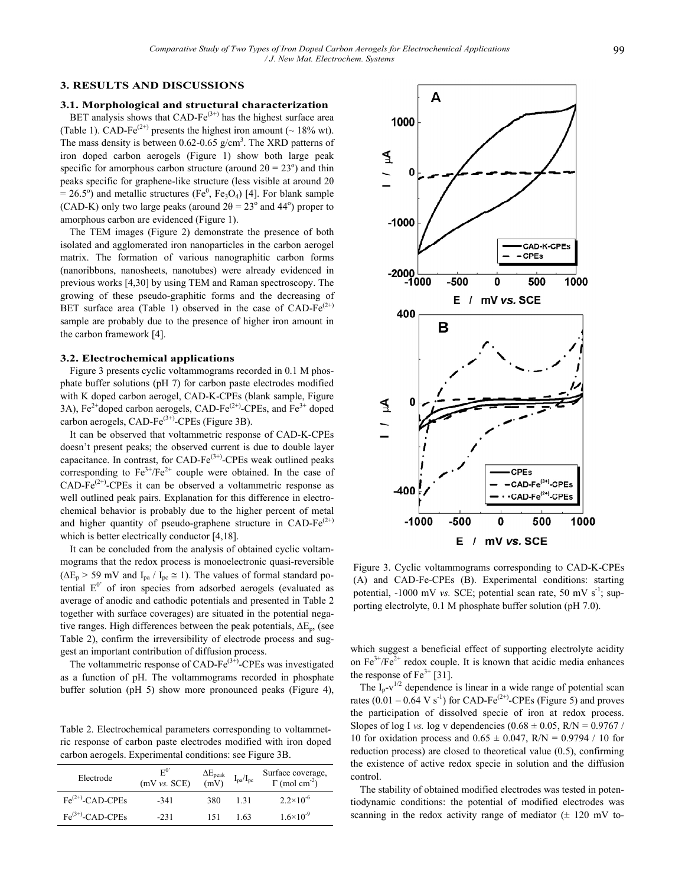## 3. RESULTS AND DISCUSSIONS

### 3.1. Morphological and structural characterization

BET analysis shows that CAD-$Fe^{(3+)}$ has the highest surface area (Table 1). CAD-$Fe^{(2+)}$ presents the highest iron amount (~ 18% wt). The mass density is between 0.62-0.65 g/cm$^3$. The XRD patterns of iron doped carbon aerogels (Figure 1) show both large peak specific for amorphous carbon structure (around 2θ = 23º) and thin peaks specific for graphene-like structure (less visible at around 2θ = 26.5º) and metallic structures ($Fe^0$, $Fe_3O_4$) [4]. For blank sample (CAD-K) only two large peaks (around 2θ = 23º and 44º) proper to amorphous carbon are evidenced (Figure 1).

The TEM images (Figure 2) demonstrate the presence of both isolated and agglomerated iron nanoparticles in the carbon aerogel matrix. The formation of various nanographitic carbon forms (nanoribbons, nanosheets, nanotubes) were already evidenced in previous works [4,30] by using TEM and Raman spectroscopy. The growing of these pseudo-graphitic forms and the decreasing of BET surface area (Table 1) observed in the case of CAD-$Fe^{(2+)}$ sample are probably due to the presence of higher iron amount in the carbon framework [4].

### 3.2. Electrochemical applications

Figure 3 presents cyclic voltammograms recorded in 0.1 M phosphate buffer solutions (pH 7) for carbon paste electrodes modified with K doped carbon aerogel, CAD-K-CPEs (blank sample, Figure 3A), $Fe^{2+}$doped carbon aerogels, CAD-$Fe^{(2+)}$-CPEs, and $Fe^{3+}$ doped carbon aerogels, CAD-$Fe^{(3+)}$-CPEs (Figure 3B).

It can be observed that voltammetric response of CAD-K-CPEs doesn't present peaks; the observed current is due to double layer capacitance. In contrast, for CAD-$Fe^{(3+)}$-CPEs weak outlined peaks corresponding to $Fe^{3+}/Fe^{2+}$ couple were obtained. In the case of CAD-$Fe^{(2+)}$-CPEs it can be observed a voltammetric response as well outlined peak pairs. Explanation for this difference in electrochemical behavior is probably due to the higher percent of metal and higher quantity of pseudo-graphene structure in CAD-$Fe^{(2+)}$ which is better electrically conductor [4,18].

It can be concluded from the analysis of obtained cyclic voltammograms that the redox process is monoelectronic quasi-reversible ($\Delta E_p$ > 59 mV and $I_{pa}$ / $I_{pc} \cong 1$). The values of formal standard potential $E^{0'}$ of iron species from adsorbed aerogels (evaluated as average of anodic and cathodic potentials and presented in Table 2 together with surface coverages) are situated in the potential negative ranges. High differences between the peak potentials, $\Delta E_p$, (see Table 2), confirm the irreversibility of electrode process and suggest an important contribution of diffusion process.

The voltammetric response of CAD-$Fe^{(3+)}$-CPEs was investigated as a function of pH. The voltammograms recorded in phosphate buffer solution (pH 5) show more pronounced peaks (Figure 4), which suggest a beneficial effect of supporting electrolyte acidity on $Fe^{3+}/Fe^{2+}$ redox couple. It is known that acidic media enhances the response of $Fe^{3+}$ [31].

Table 2. Electrochemical parameters corresponding to voltammetric response of carbon paste electrodes modified with iron doped carbon aerogels. Experimental conditions: see Figure 3B.

| Electrode | $E^{0'}$ (mV *vs.* SCE) | $\Delta E_{peak}$ (mV) | $I_{pa}/I_{pc}$ | Surface coverage, Γ (mol cm$^{-2}$) |
|---|---|---|---|---|
| $Fe^{(2+)}$-CAD-CPEs | -341 | 380 | 1.31 | $2.2\times10^{-6}$ |
| $Fe^{(3+)}$-CAD-CPEs | -231 | 151 | 1.63 | $1.6\times10^{-9}$ |

Figure 3. Cyclic voltammograms corresponding to CAD-K-CPEs (A) and CAD-Fe-CPEs (B). Experimental conditions: starting potential, -1000 mV *vs.* SCE; potential scan rate, 50 mV s$^{-1}$; supporting electrolyte, 0.1 M phosphate buffer solution (pH 7.0).

The $I_p$-$v^{1/2}$ dependence is linear in a wide range of potential scan rates (0.01 – 0.64 V s$^{-1}$) for CAD-$Fe^{(2+)}$-CPEs (Figure 5) and proves the participation of dissolved specie of iron at redox process. Slopes of log I *vs.* log v dependencies (0.68 ± 0.05, R/N = 0.9767 / 10 for oxidation process and 0.65 ± 0.047, R/N = 0.9794 / 10 for reduction process) are closed to theoretical value (0.5), confirming the existence of active redox specie in solution and the diffusion control.

The stability of obtained modified electrodes was tested in potentiodynamic conditions: the potential of modified electrodes was scanning in the redox activity range of mediator (± 120 mV to-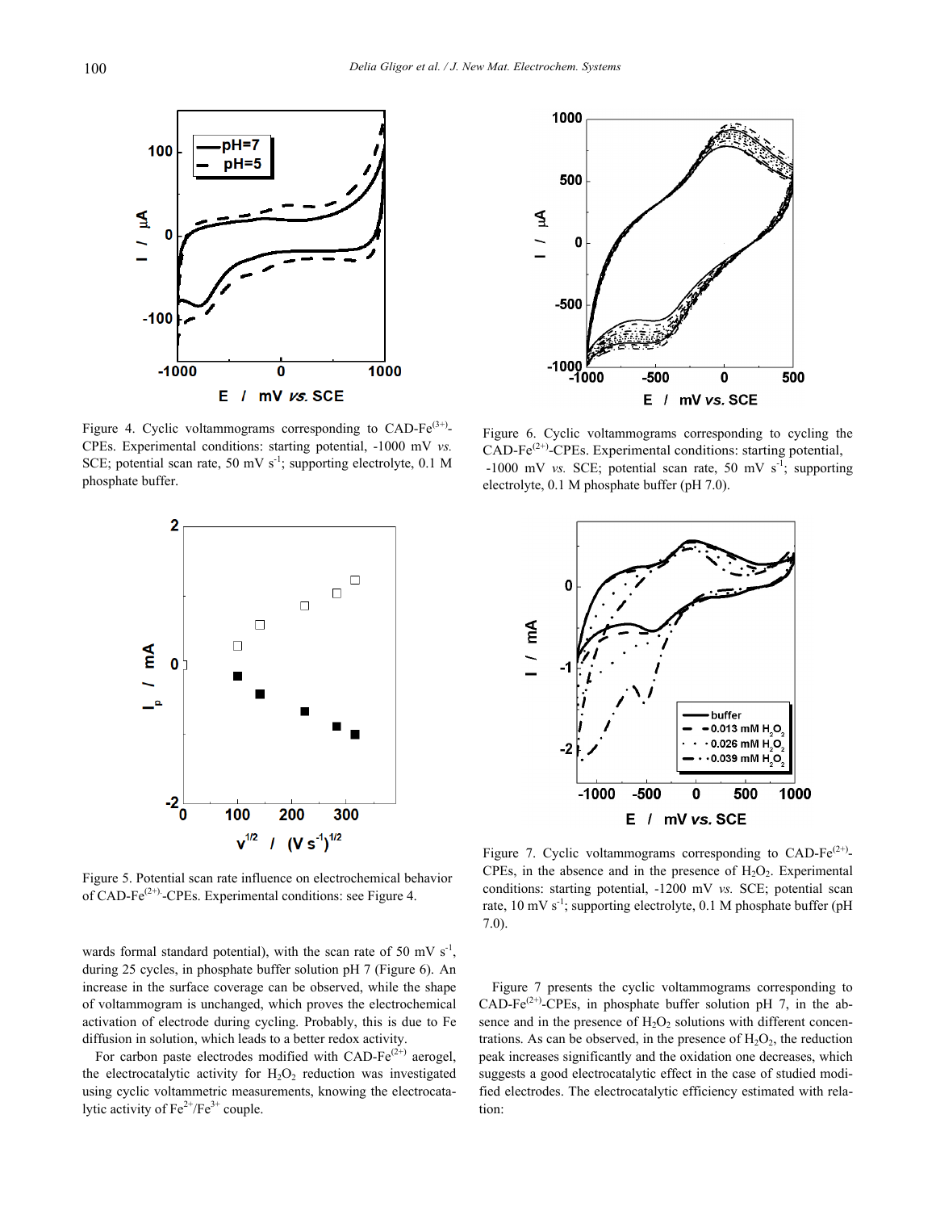Figure 4. Cyclic voltammograms corresponding to CAD-$Fe^{(3+)}$-CPEs. Experimental conditions: starting potential, -1000 mV *vs.* SCE; potential scan rate, 50 mV $s^{-1}$; supporting electrolyte, 0.1 M phosphate buffer.

Figure 5. Potential scan rate influence on electrochemical behavior of CAD-$Fe^{(2+)}$-CPEs. Experimental conditions: see Figure 4.

Figure 6. Cyclic voltammograms corresponding to cycling the CAD-$Fe^{(2+)}$-CPEs. Experimental conditions: starting potential, -1000 mV *vs.* SCE; potential scan rate, 50 mV $s^{-1}$; supporting electrolyte, 0.1 M phosphate buffer (pH 7.0).

Figure 7. Cyclic voltammograms corresponding to CAD-$Fe^{(2+)}$-CPEs, in the absence and in the presence of $H_2O_2$. Experimental conditions: starting potential, -1200 mV *vs.* SCE; potential scan rate, 10 mV $s^{-1}$; supporting electrolyte, 0.1 M phosphate buffer (pH 7.0).

wards formal standard potential), with the scan rate of 50 mV $s^{-1}$, during 25 cycles, in phosphate buffer solution pH 7 (Figure 6). An increase in the surface coverage can be observed, while the shape of voltammogram is unchanged, which proves the electrochemical activation of electrode during cycling. Probably, this is due to Fe diffusion in solution, which leads to a better redox activity.

For carbon paste electrodes modified with CAD-$Fe^{(2+)}$ aerogel, the electrocatalytic activity for $H_2O_2$ reduction was investigated using cyclic voltammetric measurements, knowing the electrocatalytic activity of $Fe^{2+}/Fe^{3+}$ couple.

Figure 7 presents the cyclic voltammograms corresponding to CAD-$Fe^{(2+)}$-CPEs, in phosphate buffer solution pH 7, in the absence and in the presence of $H_2O_2$ solutions with different concentrations. As can be observed, in the presence of $H_2O_2$, the reduction peak increases significantly and the oxidation one decreases, which suggests a good electrocatalytic effect in the case of studied modified electrodes. The electrocatalytic efficiency estimated with relation: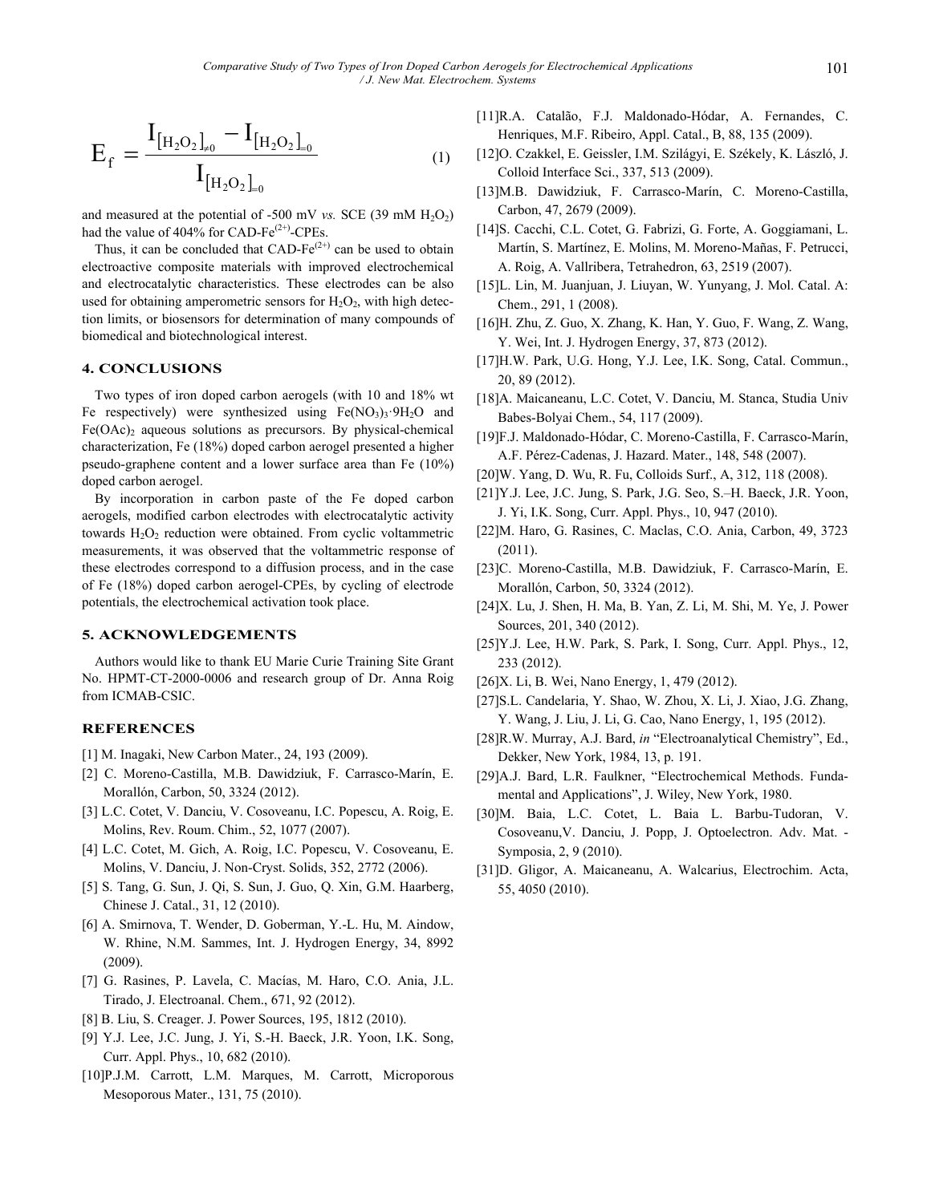$$E_f = \frac{I_{[H_2O_2]_{\neq 0}} - I_{[H_2O_2]_{=0}}}{I_{[H_2O_2]_{=0}}} \quad (1)$$

and measured at the potential of -500 mV *vs.* SCE (39 mM $H_2O_2$) had the value of 404% for CAD-$Fe^{(2+)}$-CPEs.

Thus, it can be concluded that CAD-$Fe^{(2+)}$ can be used to obtain electroactive composite materials with improved electrochemical and electrocatalytic characteristics. These electrodes can be also used for obtaining amperometric sensors for $H_2O_2$, with high detection limits, or biosensors for determination of many compounds of biomedical and biotechnological interest.

## 4. CONCLUSIONS

Two types of iron doped carbon aerogels (with 10 and 18% wt Fe respectively) were synthesized using $Fe(NO_3)_3 \cdot 9H_2O$ and $Fe(OAc)_2$ aqueous solutions as precursors. By physical-chemical characterization, Fe (18%) doped carbon aerogel presented a higher pseudo-graphene content and a lower surface area than Fe (10%) doped carbon aerogel.

By incorporation in carbon paste of the Fe doped carbon aerogels, modified carbon electrodes with electrocatalytic activity towards $H_2O_2$ reduction were obtained. From cyclic voltammetric measurements, it was observed that the voltammetric response of these electrodes correspond to a diffusion process, and in the case of Fe (18%) doped carbon aerogel-CPEs, by cycling of electrode potentials, the electrochemical activation took place.

## 5. ACKNOWLEDGEMENTS

Authors would like to thank EU Marie Curie Training Site Grant No. HPMT-CT-2000-0006 and research group of Dr. Anna Roig from ICMAB-CSIC.

## REFERENCES

[1] M. Inagaki, New Carbon Mater., 24, 193 (2009).

[2] C. Moreno-Castilla, M.B. Dawidziuk, F. Carrasco-Marín, E. Morallón, Carbon, 50, 3324 (2012).

[3] L.C. Cotet, V. Danciu, V. Cosoveanu, I.C. Popescu, A. Roig, E. Molins, Rev. Roum. Chim., 52, 1077 (2007).

[4] L.C. Cotet, M. Gich, A. Roig, I.C. Popescu, V. Cosoveanu, E. Molins, V. Danciu, J. Non-Cryst. Solids, 352, 2772 (2006).

[5] S. Tang, G. Sun, J. Qi, S. Sun, J. Guo, Q. Xin, G.M. Haarberg, Chinese J. Catal., 31, 12 (2010).

[6] A. Smirnova, T. Wender, D. Goberman, Y.-L. Hu, M. Aindow, W. Rhine, N.M. Sammes, Int. J. Hydrogen Energy, 34, 8992 (2009).

[7] G. Rasines, P. Lavela, C. Macías, M. Haro, C.O. Ania, J.L. Tirado, J. Electroanal. Chem., 671, 92 (2012).

[8] B. Liu, S. Creager. J. Power Sources, 195, 1812 (2010).

[9] Y.J. Lee, J.C. Jung, J. Yi, S.-H. Baeck, J.R. Yoon, I.K. Song, Curr. Appl. Phys., 10, 682 (2010).

[10] P.J.M. Carrott, L.M. Marques, M. Carrott, Microporous Mesoporous Mater., 131, 75 (2010).

[11] R.A. Catalão, F.J. Maldonado-Hódar, A. Fernandes, C. Henriques, M.F. Ribeiro, Appl. Catal., B, 88, 135 (2009).

[12] O. Czakkel, E. Geissler, I.M. Szilágyi, E. Székely, K. László, J. Colloid Interface Sci., 337, 513 (2009).

[13] M.B. Dawidziuk, F. Carrasco-Marín, C. Moreno-Castilla, Carbon, 47, 2679 (2009).

[14] S. Cacchi, C.L. Cotet, G. Fabrizi, G. Forte, A. Goggiamani, L. Martín, S. Martínez, E. Molins, M. Moreno-Mañas, F. Petrucci, A. Roig, A. Vallribera, Tetrahedron, 63, 2519 (2007).

[15] L. Lin, M. Juanjuan, J. Liuyan, W. Yunyang, J. Mol. Catal. A: Chem., 291, 1 (2008).

[16] H. Zhu, Z. Guo, X. Zhang, K. Han, Y. Guo, F. Wang, Z. Wang, Y. Wei, Int. J. Hydrogen Energy, 37, 873 (2012).

[17] H.W. Park, U.G. Hong, Y.J. Lee, I.K. Song, Catal. Commun., 20, 89 (2012).

[18] A. Maicaneanu, L.C. Cotet, V. Danciu, M. Stanca, Studia Univ Babes-Bolyai Chem., 54, 117 (2009).

[19] F.J. Maldonado-Hódar, C. Moreno-Castilla, F. Carrasco-Marín, A.F. Pérez-Cadenas, J. Hazard. Mater., 148, 548 (2007).

[20] W. Yang, D. Wu, R. Fu, Colloids Surf., A, 312, 118 (2008).

[21] Y.J. Lee, J.C. Jung, S. Park, J.G. Seo, S.–H. Baeck, J.R. Yoon, J. Yi, I.K. Song, Curr. Appl. Phys., 10, 947 (2010).

[22] M. Haro, G. Rasines, C. Maclas, C.O. Ania, Carbon, 49, 3723 (2011).

[23] C. Moreno-Castilla, M.B. Dawidziuk, F. Carrasco-Marín, E. Morallón, Carbon, 50, 3324 (2012).

[24] X. Lu, J. Shen, H. Ma, B. Yan, Z. Li, M. Shi, M. Ye, J. Power Sources, 201, 340 (2012).

[25] Y.J. Lee, H.W. Park, S. Park, I. Song, Curr. Appl. Phys., 12, 233 (2012).

[26] X. Li, B. Wei, Nano Energy, 1, 479 (2012).

[27] S.L. Candelaria, Y. Shao, W. Zhou, X. Li, J. Xiao, J.G. Zhang, Y. Wang, J. Liu, J. Li, G. Cao, Nano Energy, 1, 195 (2012).

[28] R.W. Murray, A.J. Bard, *in* "Electroanalytical Chemistry", Ed., Dekker, New York, 1984, 13, p. 191.

[29] A.J. Bard, L.R. Faulkner, "Electrochemical Methods. Fundamental and Applications", J. Wiley, New York, 1980.

[30] M. Baia, L.C. Cotet, L. Baia L. Barbu-Tudoran, V. Cosoveanu, V. Danciu, J. Popp, J. Optoelectron. Adv. Mat. - Symposia, 2, 9 (2010).

[31] D. Gligor, A. Maicaneanu, A. Walcarius, Electrochim. Acta, 55, 4050 (2010).